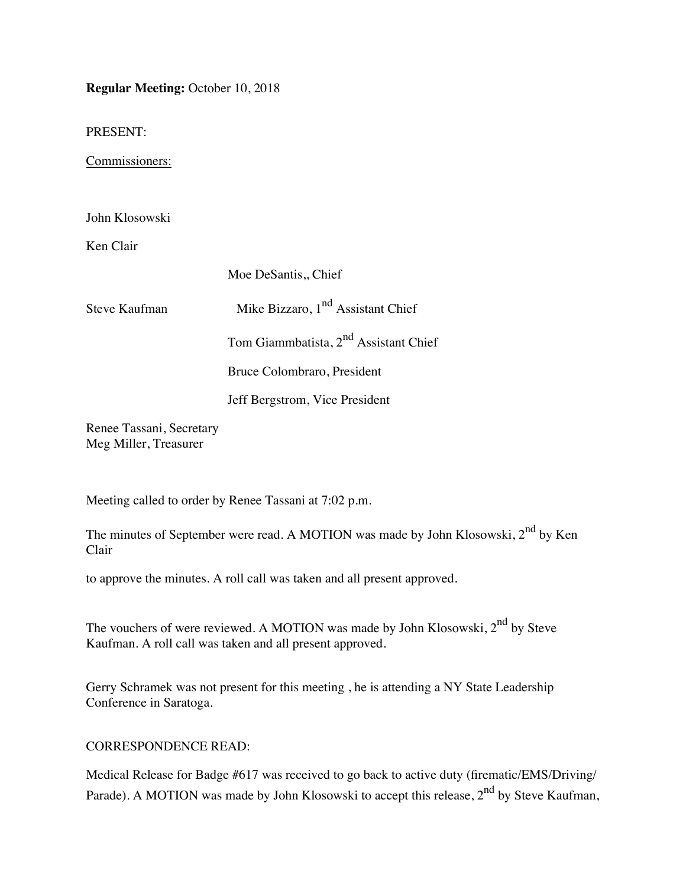**Regular Meeting:** October 10, 2018

PRESENT:

Commissioners:

John Klosowski

Ken Clair

Moe DeSantis,, Chief

Steve Kaufman

Mike Bizzaro, 1nd Assistant Chief

Tom Giammbatista, 2nd Assistant Chief

Bruce Colombraro, President

Jeff Bergstrom, Vice President

Renee Tassani, Secretary  
Meg Miller, Treasurer

Meeting called to order by Renee Tassani at 7:02 p.m.

The minutes of September were read. A MOTION was made by John Klosowski, 2nd by Ken Clair

to approve the minutes. A roll call was taken and all present approved.

The vouchers of were reviewed. A MOTION was made by John Klosowski, 2nd by Steve Kaufman. A roll call was taken and all present approved.

Gerry Schramek was not present for this meeting , he is attending a NY State Leadership Conference in Saratoga.

CORRESPONDENCE READ:

Medical Release for Badge #617 was received to go back to active duty (firematic/EMS/Driving/ Parade). A MOTION was made by John Klosowski to accept this release, 2nd by Steve Kaufman,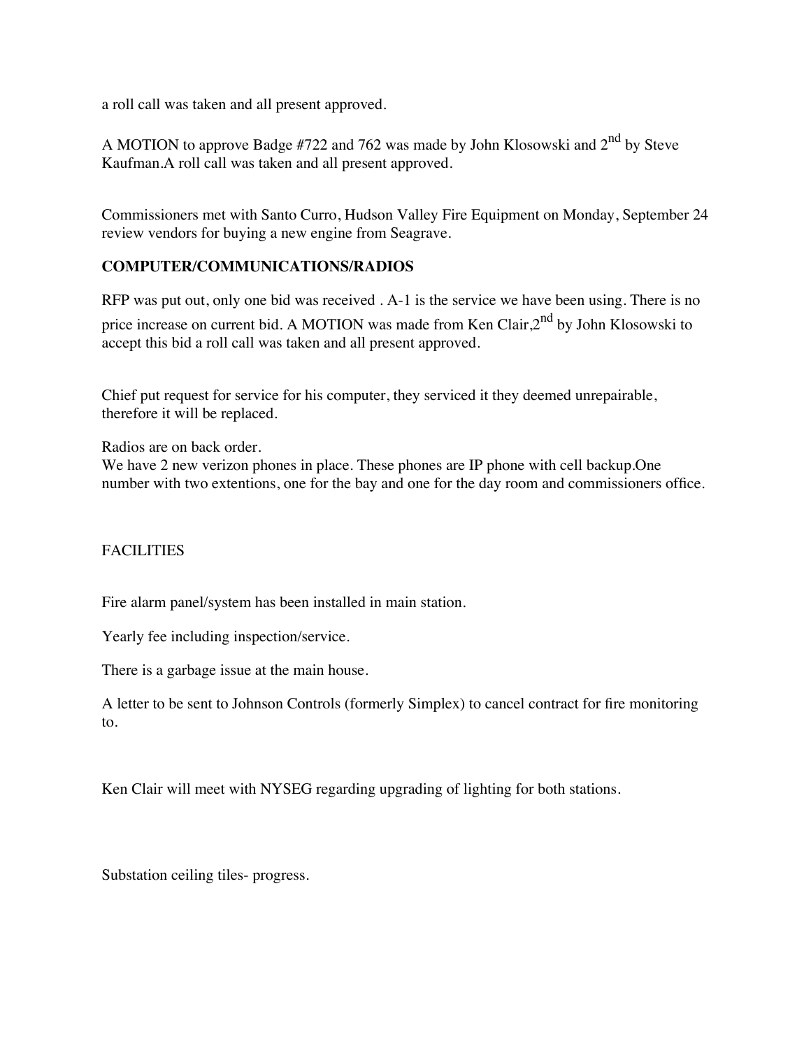a roll call was taken and all present approved.

A MOTION to approve Badge #722 and 762 was made by John Klosowski and 2nd by Steve Kaufman.A roll call was taken and all present approved.

Commissioners met with Santo Curro, Hudson Valley Fire Equipment on Monday, September 24 review vendors for buying a new engine from Seagrave.

**COMPUTER/COMMUNICATIONS/RADIOS**

RFP was put out, only one bid was received . A-1 is the service we have been using. There is no price increase on current bid. A MOTION was made from Ken Clair,2nd by John Klosowski to accept this bid a roll call was taken and all present approved.

Chief put request for service for his computer, they serviced it they deemed unrepairable, therefore it will be replaced.

Radios are on back order.
We have 2 new verizon phones in place. These phones are IP phone with cell backup.One number with two extentions, one for the bay and one for the day room and commissioners office.

FACILITIES

Fire alarm panel/system has been installed in main station.

Yearly fee including inspection/service.

There is a garbage issue at the main house.

A letter to be sent to Johnson Controls (formerly Simplex) to cancel contract for fire monitoring to.

Ken Clair will meet with NYSEG regarding upgrading of lighting for both stations.

Substation ceiling tiles- progress.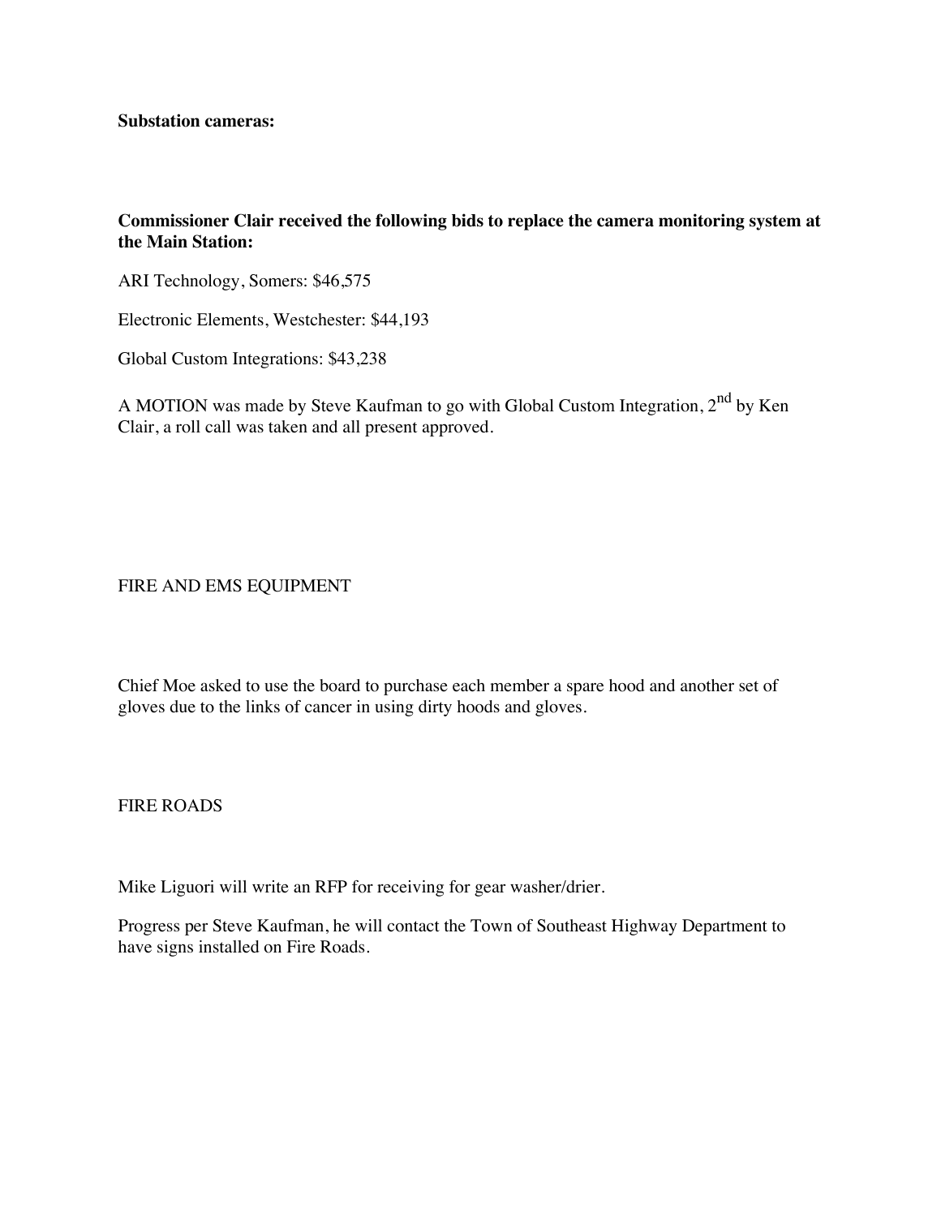**Substation cameras:**

**Commissioner Clair received the following bids to replace the camera monitoring system at the Main Station:**

ARI Technology, Somers: $46,575

Electronic Elements, Westchester: $44,193

Global Custom Integrations: $43,238

A MOTION was made by Steve Kaufman to go with Global Custom Integration, 2nd by Ken Clair, a roll call was taken and all present approved.

FIRE AND EMS EQUIPMENT

Chief Moe asked to use the board to purchase each member a spare hood and another set of gloves due to the links of cancer in using dirty hoods and gloves.

FIRE ROADS

Mike Liguori will write an RFP for receiving for gear washer/drier.

Progress per Steve Kaufman, he will contact the Town of Southeast Highway Department to have signs installed on Fire Roads.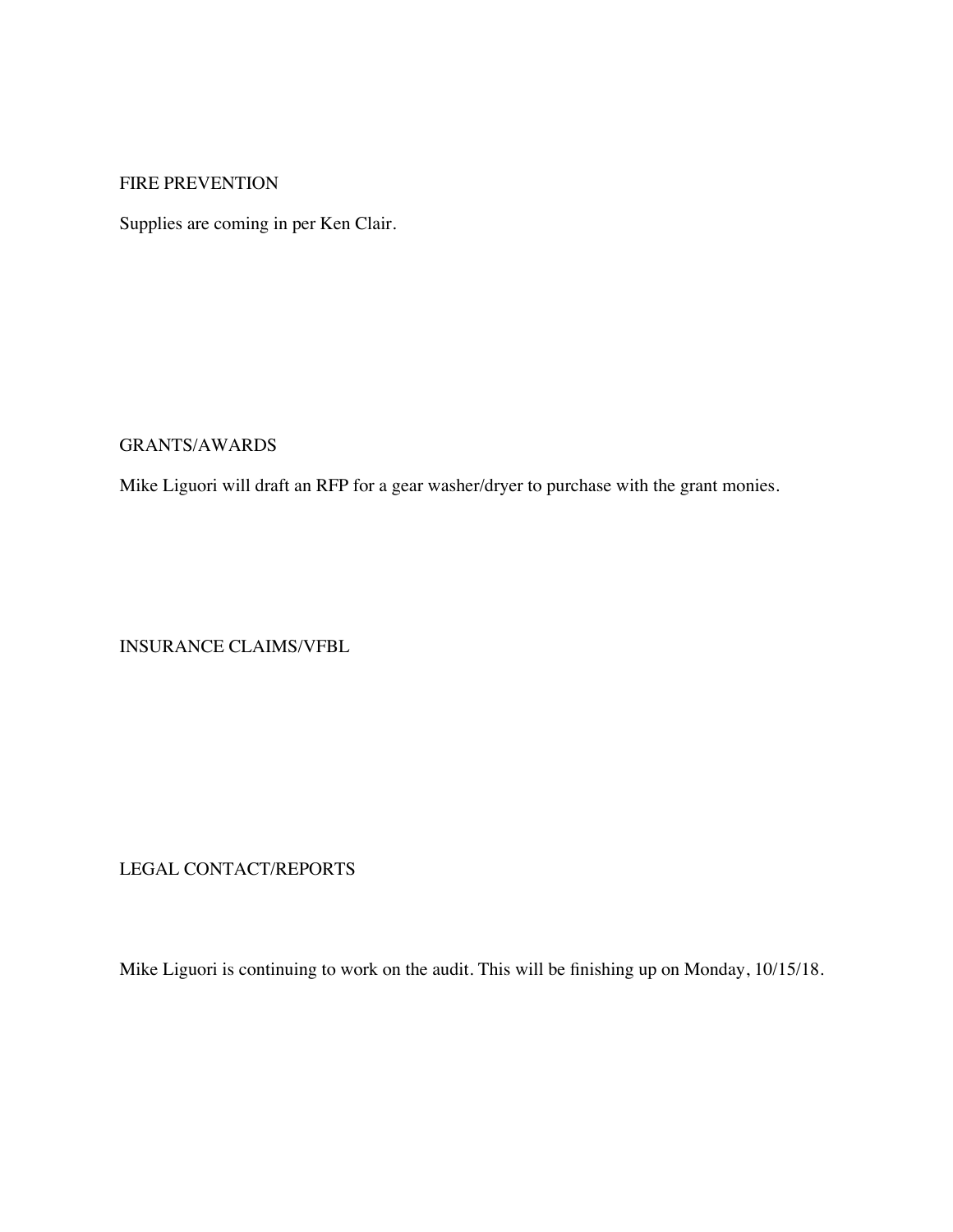## FIRE PREVENTION

Supplies are coming in per Ken Clair.

## GRANTS/AWARDS

Mike Liguori will draft an RFP for a gear washer/dryer to purchase with the grant monies.

## INSURANCE CLAIMS/VFBL

## LEGAL CONTACT/REPORTS

Mike Liguori is continuing to work on the audit. This will be finishing up on Monday, 10/15/18.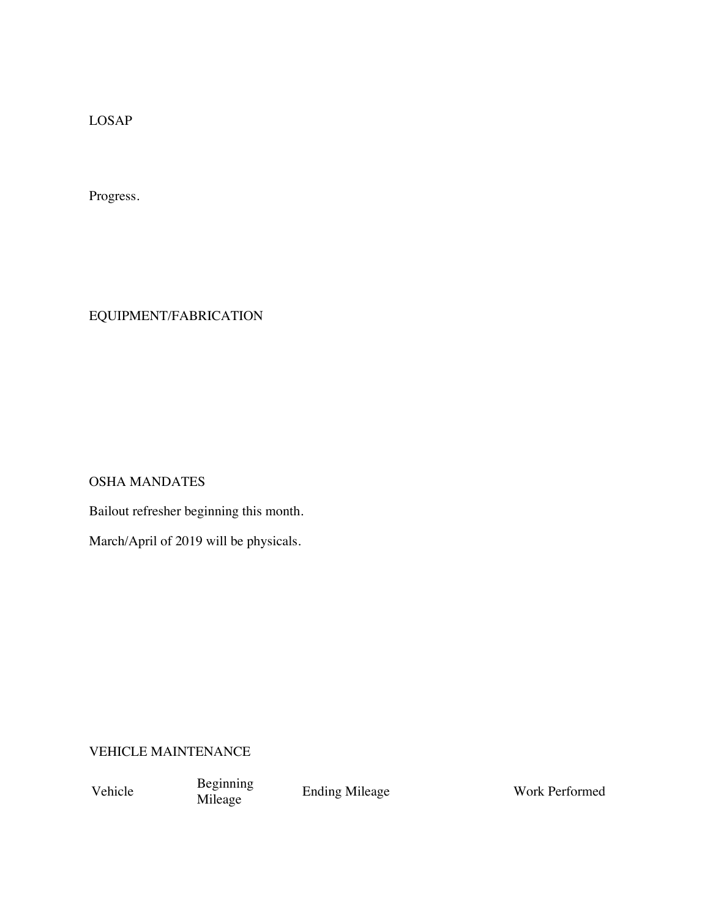## LOSAP

Progress.

## EQUIPMENT/FABRICATION

## OSHA MANDATES

Bailout refresher beginning this month.

March/April of 2019 will be physicals.

## VEHICLE MAINTENANCE

| Vehicle | Beginning Mileage | Ending Mileage | Work Performed |
|---|---|---|---|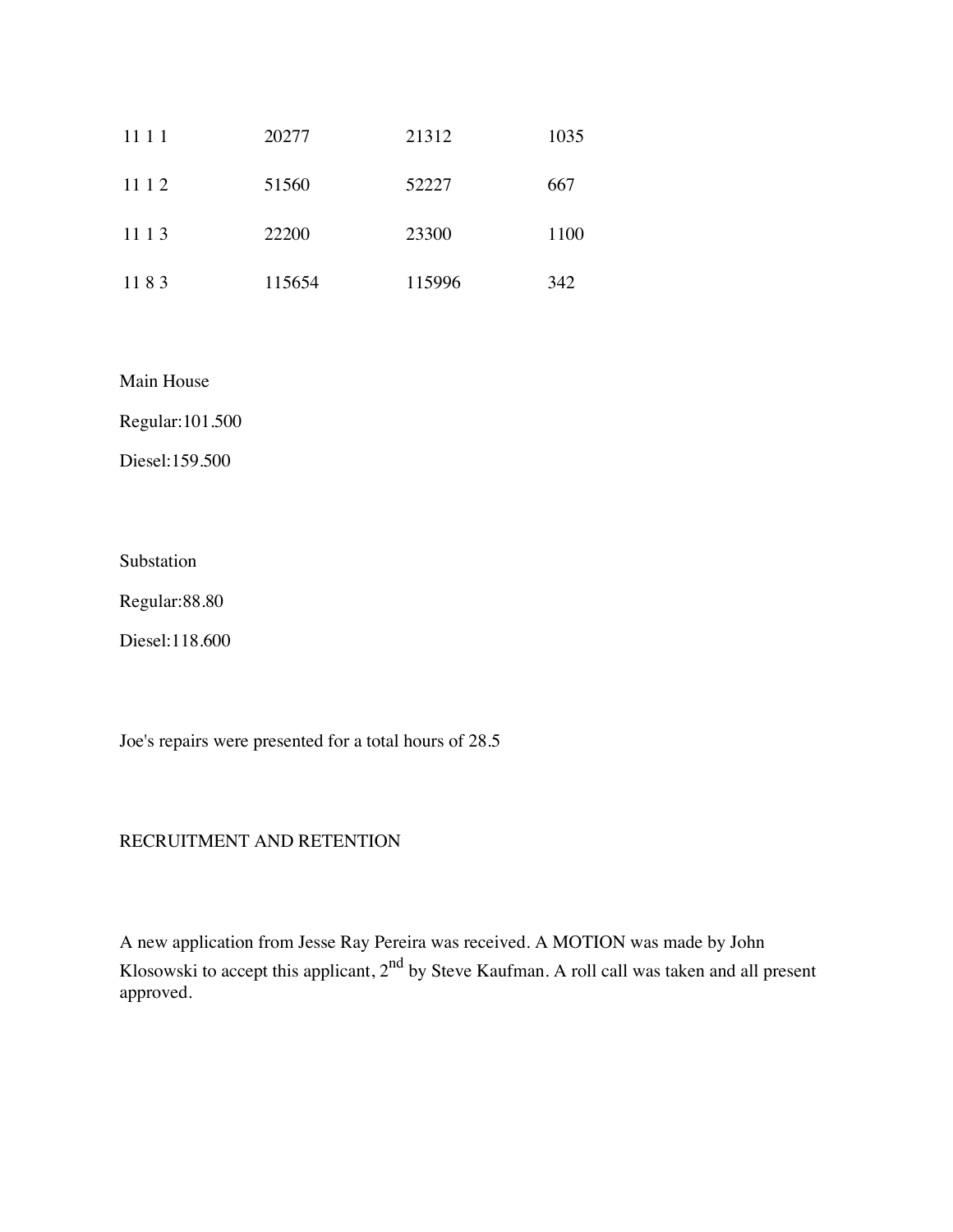| | | | |
|---|---|---|---|
| 11 1 1 | 20277 | 21312 | 1035 |
| 11 1 2 | 51560 | 52227 | 667 |
| 11 1 3 | 22200 | 23300 | 1100 |
| 11 8 3 | 115654 | 115996 | 342 |

Main House

Regular:101.500

Diesel:159.500

Substation

Regular:88.80

Diesel:118.600

Joe's repairs were presented for a total hours of 28.5

RECRUITMENT AND RETENTION

A new application from Jesse Ray Pereira was received. A MOTION was made by John Klosowski to accept this applicant, 2nd by Steve Kaufman. A roll call was taken and all present approved.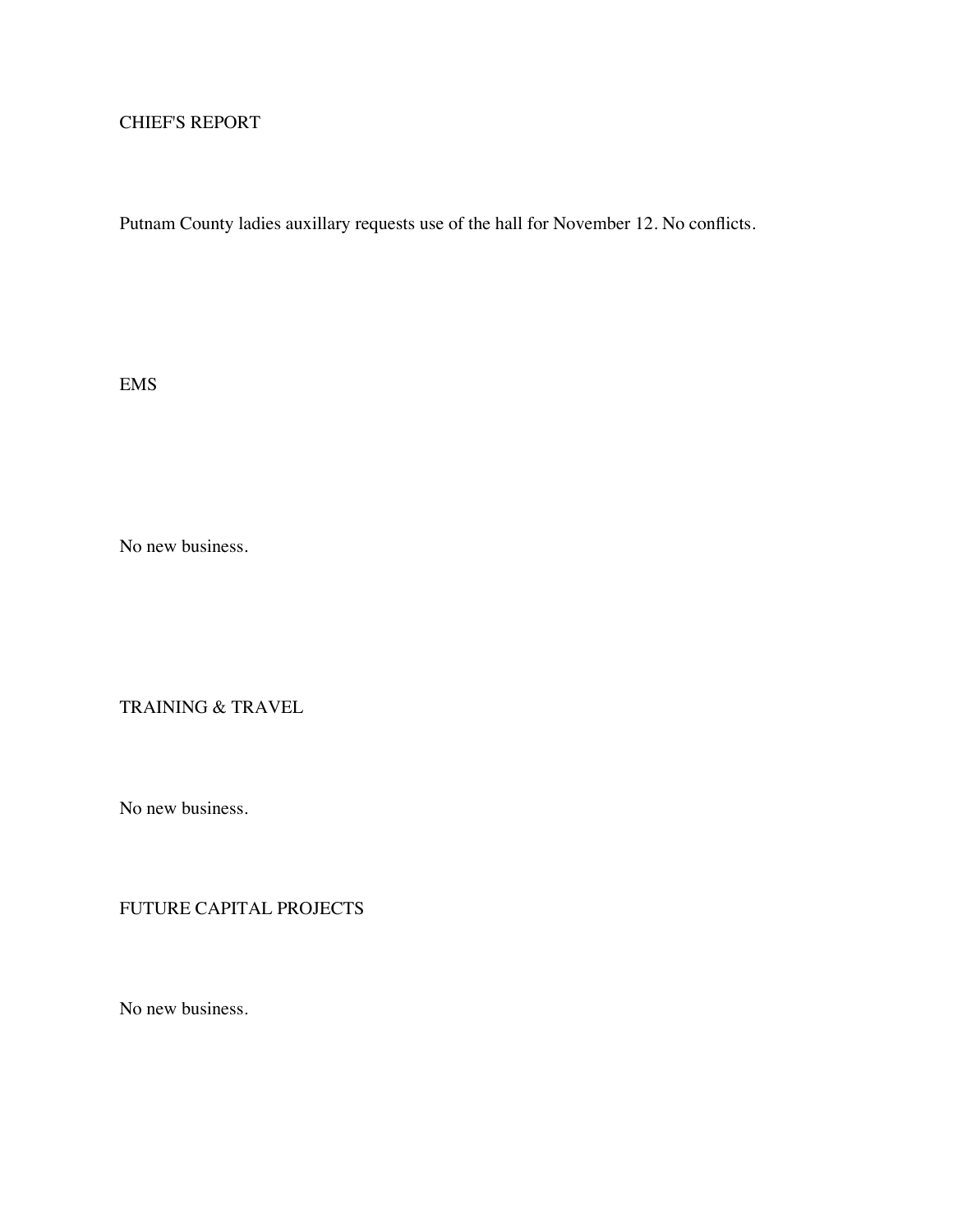## CHIEF'S REPORT

Putnam County ladies auxillary requests use of the hall for November 12. No conflicts.

## EMS

No new business.

## TRAINING & TRAVEL

No new business.

## FUTURE CAPITAL PROJECTS

No new business.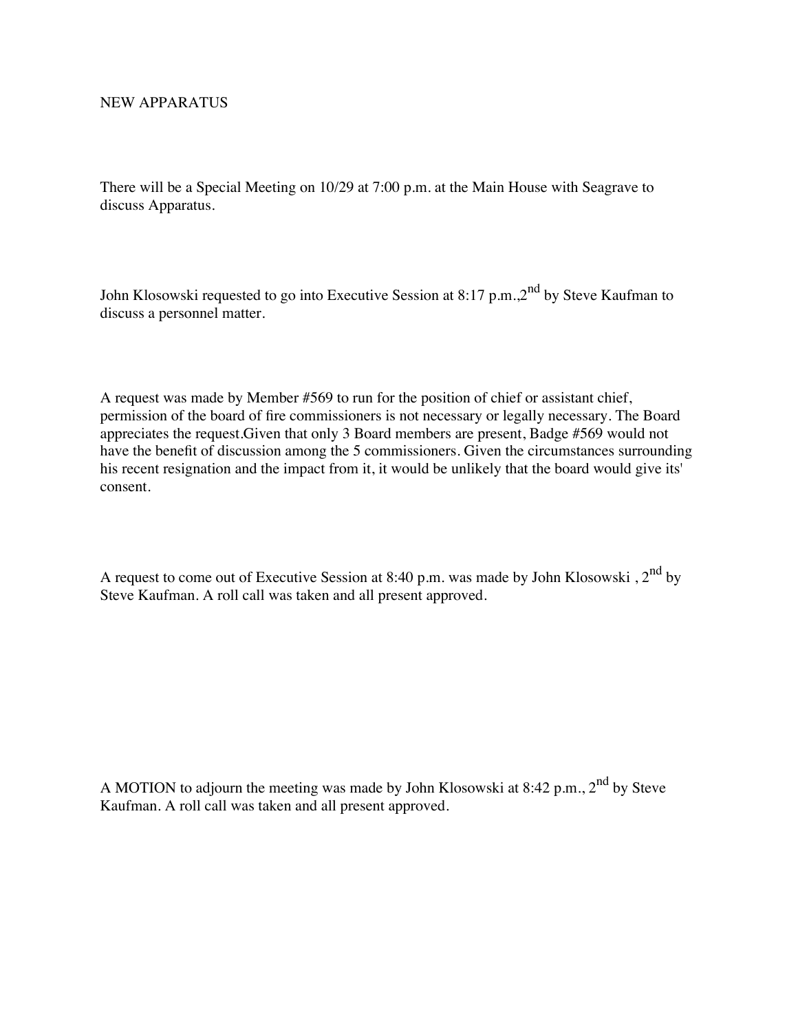NEW APPARATUS

There will be a Special Meeting on 10/29 at 7:00 p.m. at the Main House with Seagrave to discuss Apparatus.

John Klosowski requested to go into Executive Session at 8:17 p.m.,2nd by Steve Kaufman to discuss a personnel matter.

A request was made by Member #569 to run for the position of chief or assistant chief, permission of the board of fire commissioners is not necessary or legally necessary. The Board appreciates the request.Given that only 3 Board members are present, Badge #569 would not have the benefit of discussion among the 5 commissioners. Given the circumstances surrounding his recent resignation and the impact from it, it would be unlikely that the board would give its' consent.

A request to come out of Executive Session at 8:40 p.m. was made by John Klosowski , 2nd by Steve Kaufman. A roll call was taken and all present approved.

A MOTION to adjourn the meeting was made by John Klosowski at 8:42 p.m., 2nd by Steve Kaufman. A roll call was taken and all present approved.